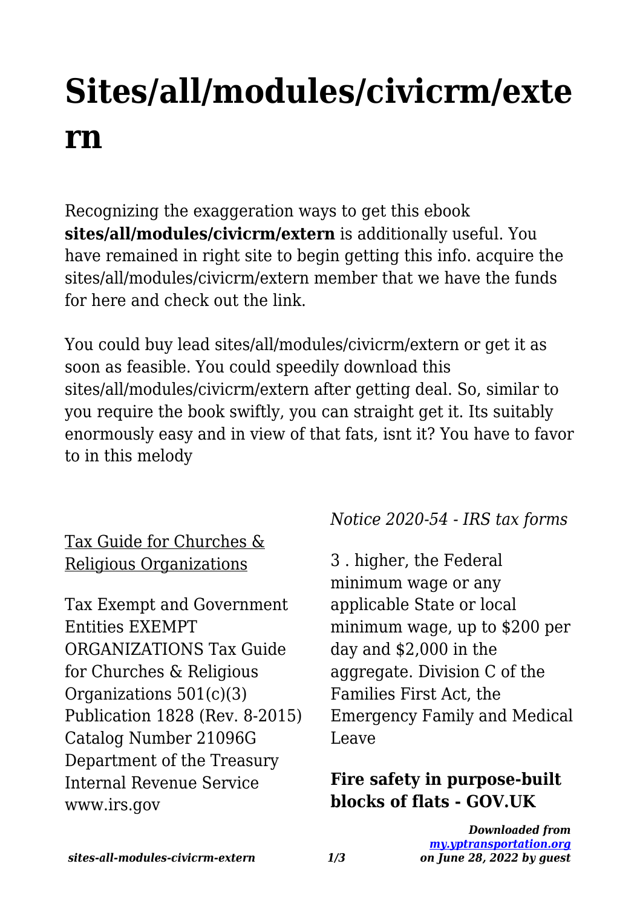# Sites/all/modules/civicrm/extern

Recognizing the exaggeration ways to get this ebook **sites/all/modules/civicrm/extern** is additionally useful. You have remained in right site to begin getting this info. acquire the sites/all/modules/civicrm/extern member that we have the funds for here and check out the link.

You could buy lead sites/all/modules/civicrm/extern or get it as soon as feasible. You could speedily download this sites/all/modules/civicrm/extern after getting deal. So, similar to you require the book swiftly, you can straight get it. Its suitably enormously easy and in view of that fats, isnt it? You have to favor to in this melody

Tax Guide for Churches & Religious Organizations

Tax Exempt and Government Entities EXEMPT ORGANIZATIONS Tax Guide for Churches & Religious Organizations 501(c)(3) Publication 1828 (Rev. 8-2015) Catalog Number 21096G Department of the Treasury Internal Revenue Service www.irs.gov

*Notice 2020-54 - IRS tax forms*

3 . higher, the Federal minimum wage or any applicable State or local minimum wage, up to $200 per day and $2,000 in the aggregate. Division C of the Families First Act, the Emergency Family and Medical Leave

**Fire safety in purpose-built blocks of flats - GOV.UK**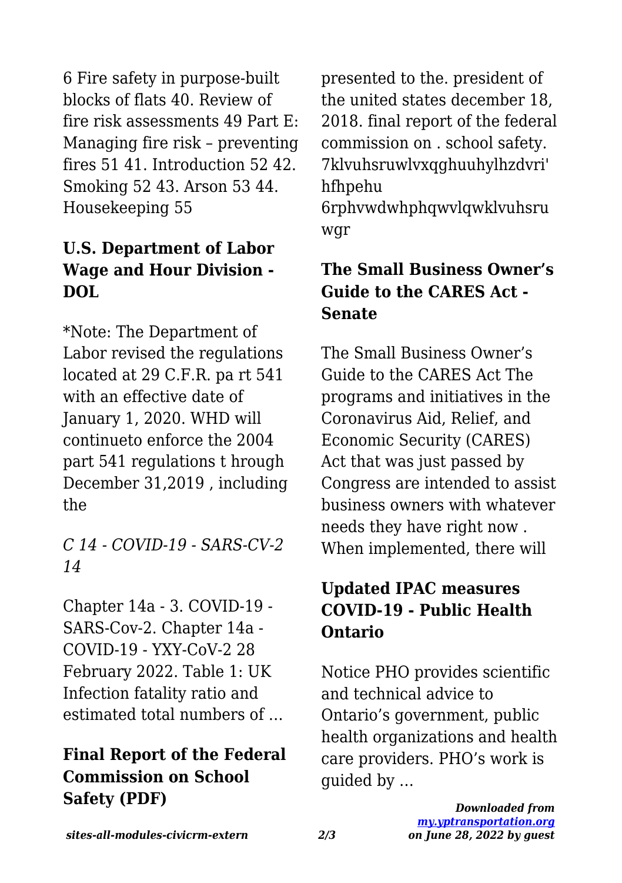6 Fire safety in purpose-built blocks of flats 40. Review of fire risk assessments 49 Part E: Managing fire risk – preventing fires 51 41. Introduction 52 42. Smoking 52 43. Arson 53 44. Housekeeping 55

### U.S. Department of Labor Wage and Hour Division - DOL

*Note: The Department of Labor revised the regulations located at 29 C.F.R. pa rt 541 with an effective date of January 1, 2020. WHD will continueto enforce the 2004 part 541 regulations t hrough December 31,2019 , including the

### *C 14 - COVID-19 - SARS-CV-2 14*

Chapter 14a - 3. COVID-19 - SARS-Cov-2. Chapter 14a - COVID-19 - YXY-CoV-2 28 February 2022. Table 1: UK Infection fatality ratio and estimated total numbers of …

### Final Report of the Federal Commission on School Safety (PDF)

presented to the. president of the united states december 18, 2018. final report of the federal commission on . school safety. 7klvuhsruwlvxqghuuhylhzdvri' hfhpehu 6rphvwdwhphqwvlqwklvuhsru wgr

### The Small Business Owner's Guide to the CARES Act - Senate

The Small Business Owner's Guide to the CARES Act The programs and initiatives in the Coronavirus Aid, Relief, and Economic Security (CARES) Act that was just passed by Congress are intended to assist business owners with whatever needs they have right now . When implemented, there will

### Updated IPAC measures COVID-19 - Public Health Ontario

Notice PHO provides scientific and technical advice to Ontario's government, public health organizations and health care providers. PHO's work is guided by …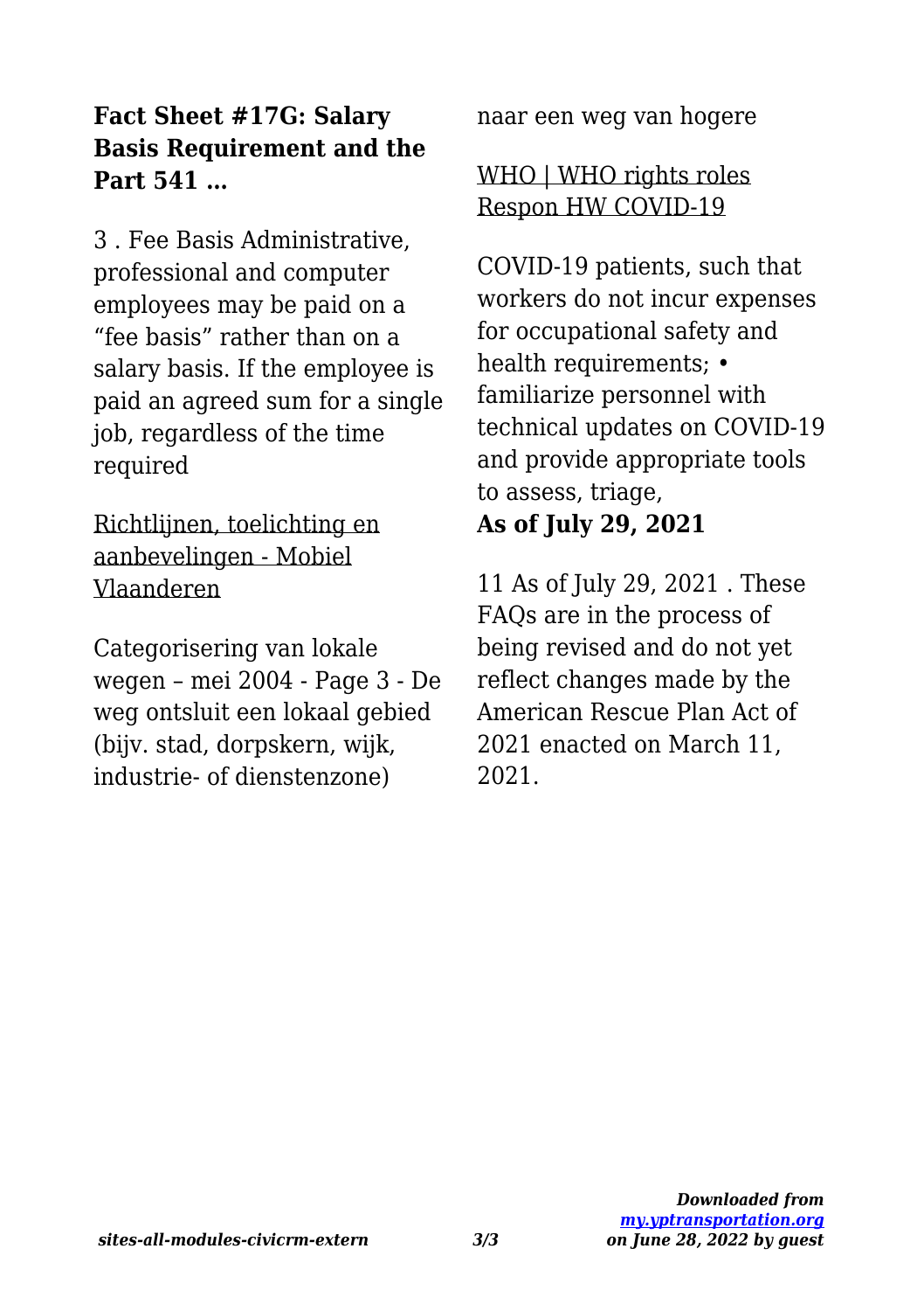### Fact Sheet #17G: Salary Basis Requirement and the Part 541 …

3 . Fee Basis Administrative, professional and computer employees may be paid on a "fee basis" rather than on a salary basis. If the employee is paid an agreed sum for a single job, regardless of the time required

Richtlijnen, toelichting en aanbevelingen - Mobiel Vlaanderen

Categorisering van lokale wegen – mei 2004 - Page 3 - De weg ontsluit een lokaal gebied (bijv. stad, dorpskern, wijk, industrie- of dienstenzone) naar een weg van hogere

WHO | WHO rights roles Respon HW COVID-19

COVID-19 patients, such that workers do not incur expenses for occupational safety and health requirements; • familiarize personnel with technical updates on COVID-19 and provide appropriate tools to assess, triage,

### As of July 29, 2021

11 As of July 29, 2021 . These FAQs are in the process of being revised and do not yet reflect changes made by the American Rescue Plan Act of 2021 enacted on March 11, 2021.